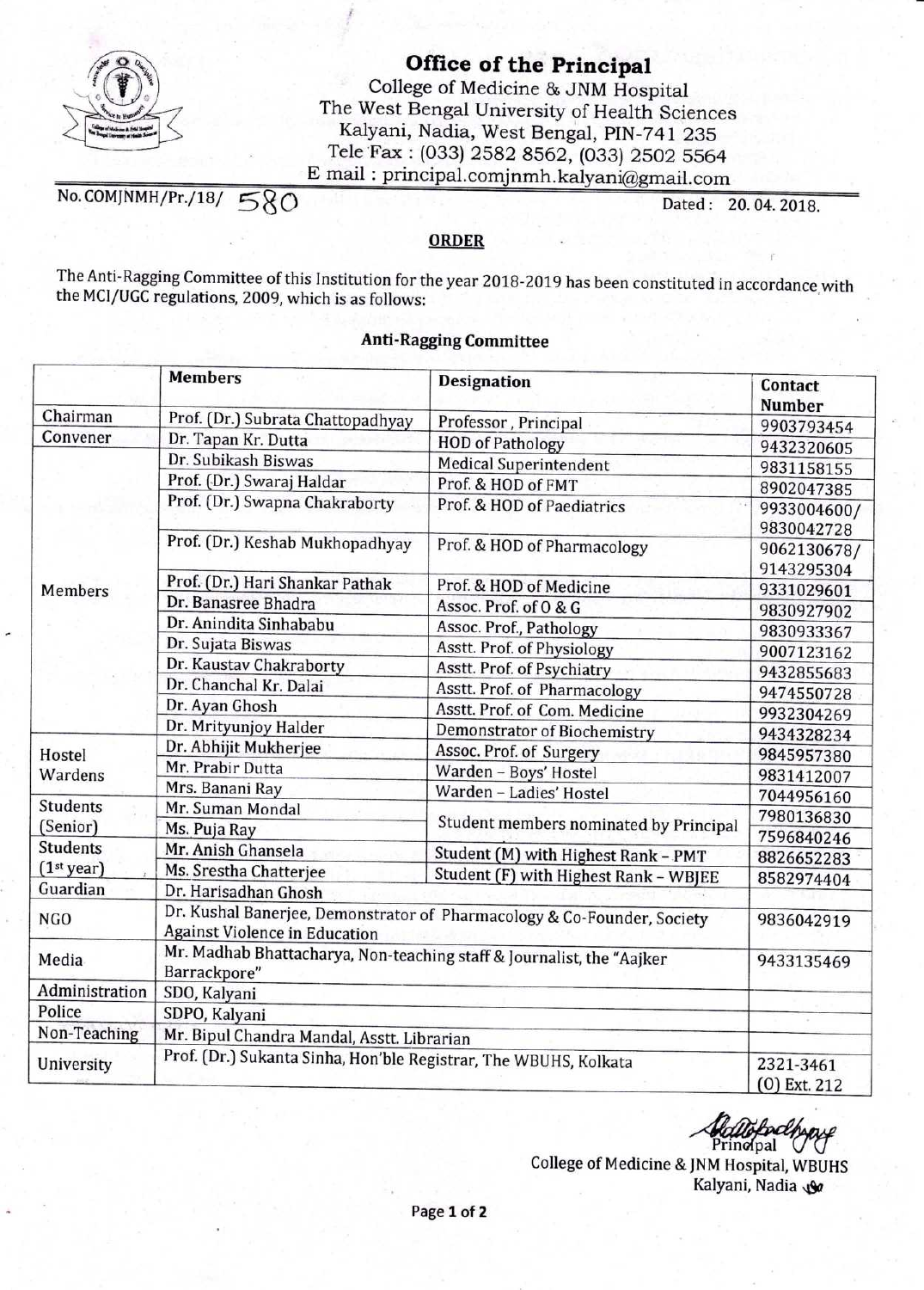# Office of the Principal

College of Medicine & JNM Hospital
The West Bengal University of Health Sciences
Kalyani, Nadia, West Bengal, PIN-741 235
Tele Fax : (033) 2582 8562, (033) 2502 5564
E mail : principal.comjnmh.kalyani@gmail.com

No. COMJNMH/Pr./18/ 580 | Dated : 20. 04. 2018.

## ORDER

The Anti-Ragging Committee of this Institution for the year 2018-2019 has been constituted in accordance with the MCI/UGC regulations, 2009, which is as follows:

### Anti-Ragging Committee

| | Members | Designation | Contact Number |
|---|---|---|---|
| Chairman | Prof. (Dr.) Subrata Chattopadhyay | Professor , Principal | 9903793454 |
| Convener | Dr. Tapan Kr. Dutta | HOD of Pathology | 9432320605 |
| Members | Dr. Subikash Biswas | Medical Superintendent | 9831158155 |
| | Prof. (Dr.) Swaraj Haldar | Prof. & HOD of FMT | 8902047385 |
| | Prof. (Dr.) Swapna Chakraborty | Prof. & HOD of Paediatrics | 9933004600/ 9830042728 |
| | Prof. (Dr.) Keshab Mukhopadhyay | Prof. & HOD of Pharmacology | 9062130678/ 9143295304 |
| | Prof. (Dr.) Hari Shankar Pathak | Prof. & HOD of Medicine | 9331029601 |
| | Dr. Banasree Bhadra | Assoc. Prof. of O & G | 9830927902 |
| | Dr. Anindita Sinhababu | Assoc. Prof., Pathology | 9830933367 |
| | Dr. Sujata Biswas | Asstt. Prof. of Physiology | 9007123162 |
| | Dr. Kaustav Chakraborty | Asstt. Prof. of Psychiatry | 9432855683 |
| | Dr. Chanchal Kr. Dalai | Asstt. Prof. of Pharmacology | 9474550728 |
| | Dr. Ayan Ghosh | Asstt. Prof. of Com. Medicine | 9932304269 |
| | Dr. Mrityunjoy Halder | Demonstrator of Biochemistry | 9434328234 |
| Hostel Wardens | Dr. Abhijit Mukherjee | Assoc. Prof. of Surgery | 9845957380 |
| | Mr. Prabir Dutta | Warden – Boys' Hostel | 9831412007 |
| | Mrs. Banani Ray | Warden – Ladies' Hostel | 7044956160 |
| Students (Senior) | Mr. Suman Mondal | Student members nominated by Principal | 7980136830 |
| | Ms. Puja Ray | | 7596840246 |
| Students (1st year) | Mr. Anish Ghansela | Student (M) with Highest Rank – PMT | 8826652283 |
| | Ms. Srestha Chatterjee | Student (F) with Highest Rank – WBJEE | 8582974404 |
| Guardian | Dr. Harisadhan Ghosh | | |
| NGO | Dr. Kushal Banerjee, Demonstrator of Pharmacology & Co-Founder, Society Against Violence in Education | | 9836042919 |
| Media | Mr. Madhab Bhattacharya, Non-teaching staff & Journalist, the "Aajker Barrackpore" | | 9433135469 |
| Administration | SDO, Kalyani | | |
| Police | SDPO, Kalyani | | |
| Non-Teaching | Mr. Bipul Chandra Mandal, Asstt. Librarian | | |
| University | Prof. (Dr.) Sukanta Sinha, Hon'ble Registrar, The WBUHS, Kolkata | | 2321-3461 (O) Ext. 212 |

Principal
College of Medicine & JNM Hospital, WBUHS
Kalyani, Nadia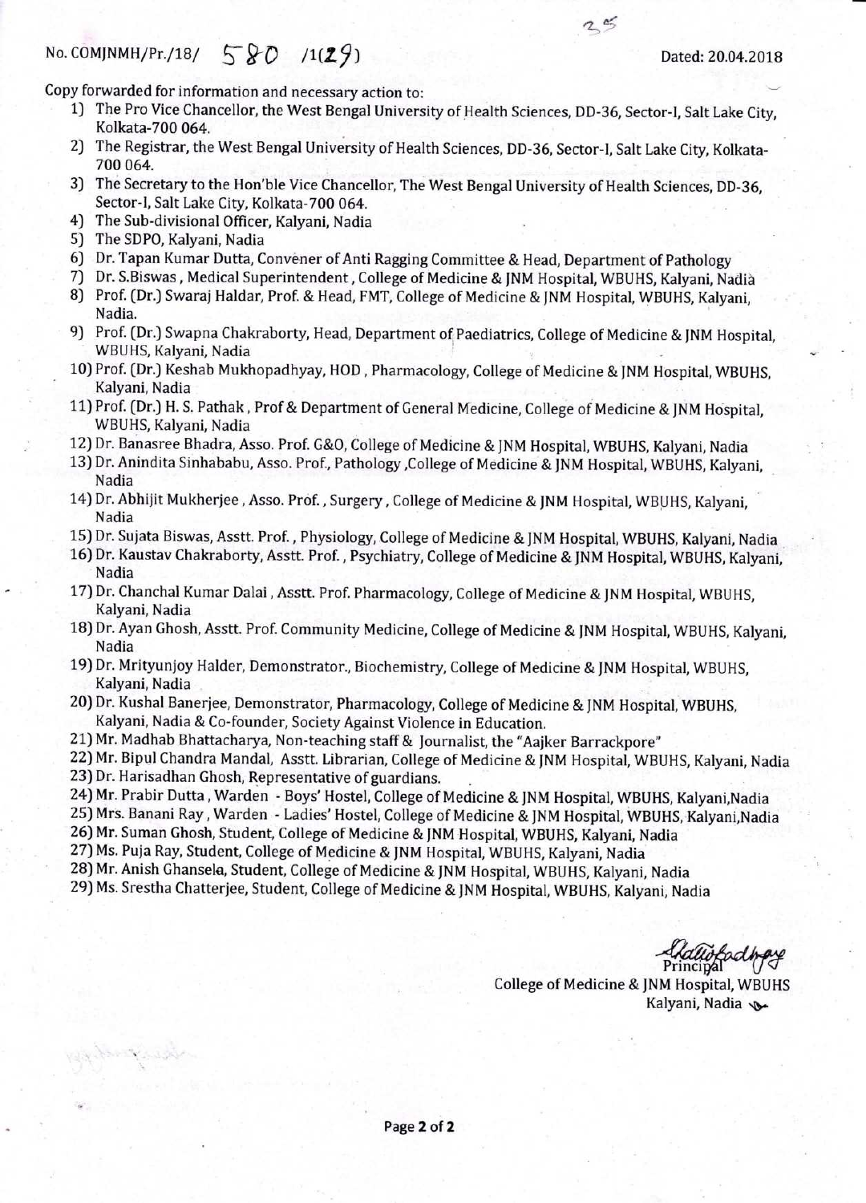No. COMJNMH/Pr./18/ 580 /1(29) Dated: 20.04.2018

Copy forwarded for information and necessary action to:

1) The Pro Vice Chancellor, the West Bengal University of Health Sciences, DD-36, Sector-I, Salt Lake City, Kolkata-700 064.
2) The Registrar, the West Bengal University of Health Sciences, DD-36, Sector-I, Salt Lake City, Kolkata-700 064.
3) The Secretary to the Hon'ble Vice Chancellor, The West Bengal University of Health Sciences, DD-36, Sector-I, Salt Lake City, Kolkata-700 064.
4) The Sub-divisional Officer, Kalyani, Nadia
5) The SDPO, Kalyani, Nadia
6) Dr. Tapan Kumar Dutta, Convener of Anti Ragging Committee & Head, Department of Pathology
7) Dr. S.Biswas, Medical Superintendent, College of Medicine & JNM Hospital, WBUHS, Kalyani, Nadia
8) Prof. (Dr.) Swaraj Haldar, Prof. & Head, FMT, College of Medicine & JNM Hospital, WBUHS, Kalyani, Nadia.
9) Prof. (Dr.) Swapna Chakraborty, Head, Department of Paediatrics, College of Medicine & JNM Hospital, WBUHS, Kalyani, Nadia
10) Prof. (Dr.) Keshab Mukhopadhyay, HOD, Pharmacology, College of Medicine & JNM Hospital, WBUHS, Kalyani, Nadia
11) Prof. (Dr.) H. S. Pathak, Prof & Department of General Medicine, College of Medicine & JNM Hospital, WBUHS, Kalyani, Nadia
12) Dr. Banasree Bhadra, Asso. Prof. G&O, College of Medicine & JNM Hospital, WBUHS, Kalyani, Nadia
13) Dr. Anindita Sinhababu, Asso. Prof., Pathology ,College of Medicine & JNM Hospital, WBUHS, Kalyani, Nadia
14) Dr. Abhijit Mukherjee, Asso. Prof., Surgery, College of Medicine & JNM Hospital, WBUHS, Kalyani, Nadia
15) Dr. Sujata Biswas, Asstt. Prof., Physiology, College of Medicine & JNM Hospital, WBUHS, Kalyani, Nadia
16) Dr. Kaustav Chakraborty, Asstt. Prof., Psychiatry, College of Medicine & JNM Hospital, WBUHS, Kalyani, Nadia
17) Dr. Chanchal Kumar Dalai, Asstt. Prof. Pharmacology, College of Medicine & JNM Hospital, WBUHS, Kalyani, Nadia
18) Dr. Ayan Ghosh, Asstt. Prof. Community Medicine, College of Medicine & JNM Hospital, WBUHS, Kalyani, Nadia
19) Dr. Mrityunjoy Halder, Demonstrator., Biochemistry, College of Medicine & JNM Hospital, WBUHS, Kalyani, Nadia
20) Dr. Kushal Banerjee, Demonstrator, Pharmacology, College of Medicine & JNM Hospital, WBUHS, Kalyani, Nadia & Co-founder, Society Against Violence in Education.
21) Mr. Madhab Bhattacharya, Non-teaching staff & Journalist, the "Aajker Barrackpore"
22) Mr. Bipul Chandra Mandal, Asstt. Librarian, College of Medicine & JNM Hospital, WBUHS, Kalyani, Nadia
23) Dr. Harisadhan Ghosh, Representative of guardians.
24) Mr. Prabir Dutta, Warden - Boys' Hostel, College of Medicine & JNM Hospital, WBUHS, Kalyani,Nadia
25) Mrs. Banani Ray, Warden - Ladies' Hostel, College of Medicine & JNM Hospital, WBUHS, Kalyani,Nadia
26) Mr. Suman Ghosh, Student, College of Medicine & JNM Hospital, WBUHS, Kalyani, Nadia
27) Ms. Puja Ray, Student, College of Medicine & JNM Hospital, WBUHS, Kalyani, Nadia
28) Mr. Anish Ghansela, Student, College of Medicine & JNM Hospital, WBUHS, Kalyani, Nadia
29) Ms. Srestha Chatterjee, Student, College of Medicine & JNM Hospital, WBUHS, Kalyani, Nadia

Principal
College of Medicine & JNM Hospital, WBUHS
Kalyani, Nadia